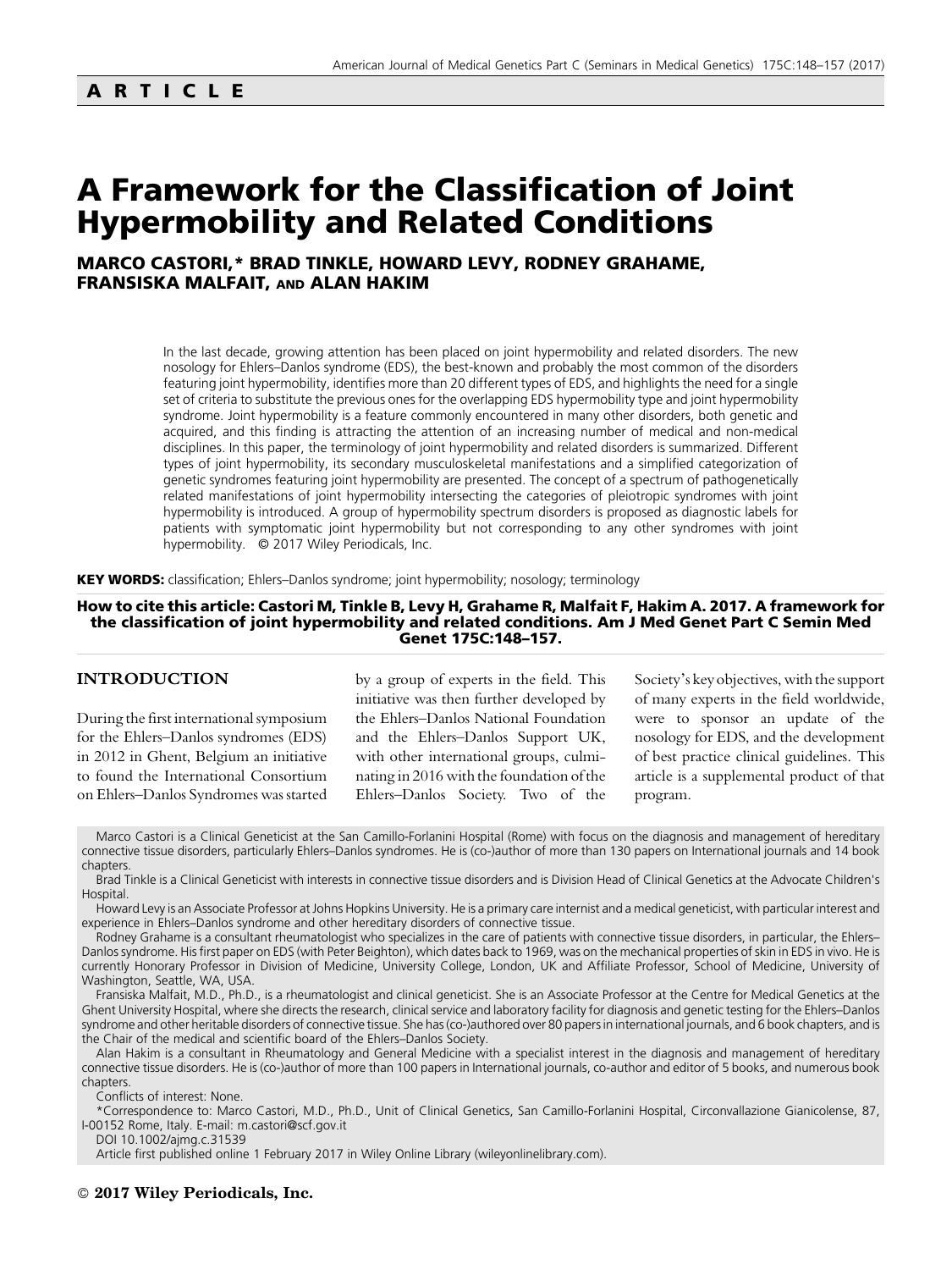ARTICLE

# A Framework for the Classification of Joint Hypermobility and Related Conditions

**MARCO CASTORI,* BRAD TINKLE, HOWARD LEVY, RODNEY GRAHAME, FRANSISKA MALFAIT, AND ALAN HAKIM**

In the last decade, growing attention has been placed on joint hypermobility and related disorders. The new nosology for Ehlers–Danlos syndrome (EDS), the best-known and probably the most common of the disorders featuring joint hypermobility, identifies more than 20 different types of EDS, and highlights the need for a single set of criteria to substitute the previous ones for the overlapping EDS hypermobility type and joint hypermobility syndrome. Joint hypermobility is a feature commonly encountered in many other disorders, both genetic and acquired, and this finding is attracting the attention of an increasing number of medical and non-medical disciplines. In this paper, the terminology of joint hypermobility and related disorders is summarized. Different types of joint hypermobility, its secondary musculoskeletal manifestations and a simplified categorization of genetic syndromes featuring joint hypermobility are presented. The concept of a spectrum of pathogenetically related manifestations of joint hypermobility intersecting the categories of pleiotropic syndromes with joint hypermobility is introduced. A group of hypermobility spectrum disorders is proposed as diagnostic labels for patients with symptomatic joint hypermobility but not corresponding to any other syndromes with joint hypermobility. © 2017 Wiley Periodicals, Inc.

**KEY WORDS:** classification; Ehlers–Danlos syndrome; joint hypermobility; nosology; terminology

**How to cite this article: Castori M, Tinkle B, Levy H, Grahame R, Malfait F, Hakim A. 2017. A framework for the classification of joint hypermobility and related conditions. Am J Med Genet Part C Semin Med Genet 175C:148–157.**

## INTRODUCTION

During the first international symposium for the Ehlers–Danlos syndromes (EDS) in 2012 in Ghent, Belgium an initiative to found the International Consortium on Ehlers–Danlos Syndromes was started by a group of experts in the field. This initiative was then further developed by the Ehlers–Danlos National Foundation and the Ehlers–Danlos Support UK, with other international groups, culminating in 2016 with the foundation of the Ehlers–Danlos Society. Two of the Society's key objectives, with the support of many experts in the field worldwide, were to sponsor an update of the nosology for EDS, and the development of best practice clinical guidelines. This article is a supplemental product of that program.

Marco Castori is a Clinical Geneticist at the San Camillo-Forlanini Hospital (Rome) with focus on the diagnosis and management of hereditary connective tissue disorders, particularly Ehlers–Danlos syndromes. He is (co-)author of more than 130 papers on International journals and 14 book chapters.

Brad Tinkle is a Clinical Geneticist with interests in connective tissue disorders and is Division Head of Clinical Genetics at the Advocate Children's Hospital.

Howard Levy is an Associate Professor at Johns Hopkins University. He is a primary care internist and a medical geneticist, with particular interest and experience in Ehlers–Danlos syndrome and other hereditary disorders of connective tissue.

Rodney Grahame is a consultant rheumatologist who specializes in the care of patients with connective tissue disorders, in particular, the Ehlers–Danlos syndrome. His first paper on EDS (with Peter Beighton), which dates back to 1969, was on the mechanical properties of skin in EDS in vivo. He is currently Honorary Professor in Division of Medicine, University College, London, UK and Affiliate Professor, School of Medicine, University of Washington, Seattle, WA, USA.

Fransiska Malfait, M.D., Ph.D., is a rheumatologist and clinical geneticist. She is an Associate Professor at the Centre for Medical Genetics at the Ghent University Hospital, where she directs the research, clinical service and laboratory facility for diagnosis and genetic testing for the Ehlers–Danlos syndrome and other heritable disorders of connective tissue. She has (co-)authored over 80 papers in international journals, and 6 book chapters, and is the Chair of the medical and scientific board of the Ehlers–Danlos Society.

Alan Hakim is a consultant in Rheumatology and General Medicine with a specialist interest in the diagnosis and management of hereditary connective tissue disorders. He is (co-)author of more than 100 papers in International journals, co-author and editor of 5 books, and numerous book chapters.

Conflicts of interest: None.

*Correspondence to: Marco Castori, M.D., Ph.D., Unit of Clinical Genetics, San Camillo-Forlanini Hospital, Circonvallazione Gianicolense, 87, I-00152 Rome, Italy. E-mail: m.castori@scf.gov.it

DOI 10.1002/ajmg.c.31539

Article first published online 1 February 2017 in Wiley Online Library (wileyonlinelibrary.com).

© 2017 Wiley Periodicals, Inc.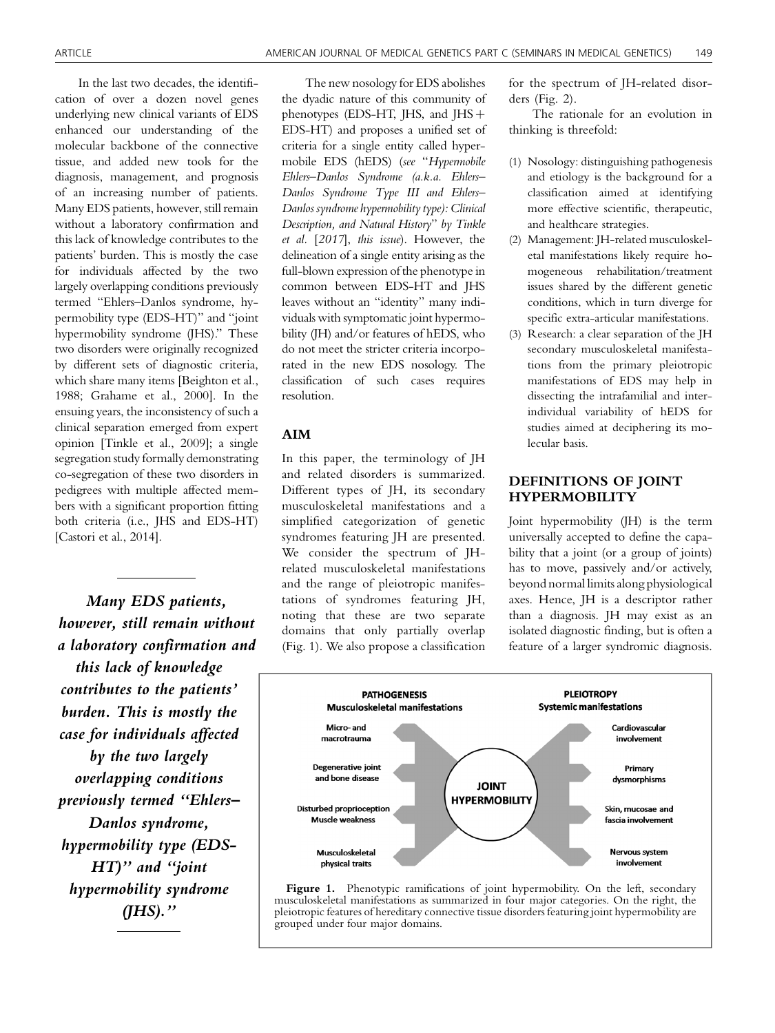In the last two decades, the identification of over a dozen novel genes underlying new clinical variants of EDS enhanced our understanding of the molecular backbone of the connective tissue, and added new tools for the diagnosis, management, and prognosis of an increasing number of patients. Many EDS patients, however, still remain without a laboratory confirmation and this lack of knowledge contributes to the patients' burden. This is mostly the case for individuals affected by the two largely overlapping conditions previously termed "Ehlers–Danlos syndrome, hypermobility type (EDS-HT)" and "joint hypermobility syndrome (JHS)." These two disorders were originally recognized by different sets of diagnostic criteria, which share many items [Beighton et al., 1988; Grahame et al., 2000]. In the ensuing years, the inconsistency of such a clinical separation emerged from expert opinion [Tinkle et al., 2009]; a single segregation study formally demonstrating co-segregation of these two disorders in pedigrees with multiple affected members with a significant proportion fitting both criteria (i.e., JHS and EDS-HT) [Castori et al., 2014].

***Many EDS patients, however, still remain without a laboratory confirmation and this lack of knowledge contributes to the patients' burden. This is mostly the case for individuals affected by the two largely overlapping conditions previously termed "Ehlers–Danlos syndrome, hypermobility type (EDS-HT)" and "joint hypermobility syndrome (JHS)."***

The new nosology for EDS abolishes the dyadic nature of this community of phenotypes (EDS-HT, JHS, and JHS + EDS-HT) and proposes a unified set of criteria for a single entity called hypermobile EDS (hEDS) (*see "Hypermobile Ehlers–Danlos Syndrome (a.k.a. Ehlers–Danlos Syndrome Type III and Ehlers–Danlos syndrome hypermobility type): Clinical Description, and Natural History" by Tinkle et al.* [*2017*], *this issue*). However, the delineation of a single entity arising as the full-blown expression of the phenotype in common between EDS-HT and JHS leaves without an "identity" many individuals with symptomatic joint hypermobility (JH) and/or features of hEDS, who do not meet the stricter criteria incorporated in the new EDS nosology. The classification of such cases requires resolution.

## AIM

In this paper, the terminology of JH and related disorders is summarized. Different types of JH, its secondary musculoskeletal manifestations and a simplified categorization of genetic syndromes featuring JH are presented. We consider the spectrum of JH-related musculoskeletal manifestations and the range of pleiotropic manifestations of syndromes featuring JH, noting that these are two separate domains that only partially overlap (Fig. 1). We also propose a classification for the spectrum of JH-related disorders (Fig. 2).

The rationale for an evolution in thinking is threefold:

(1) Nosology: distinguishing pathogenesis and etiology is the background for a classification aimed at identifying more effective scientific, therapeutic, and healthcare strategies.
(2) Management: JH-related musculoskeletal manifestations likely require homogeneous rehabilitation/treatment issues shared by the different genetic conditions, which in turn diverge for specific extra-articular manifestations.
(3) Research: a clear separation of the JH secondary musculoskeletal manifestations from the primary pleiotropic manifestations of EDS may help in dissecting the intrafamilial and interindividual variability of hEDS for studies aimed at deciphering its molecular basis.

## DEFINITIONS OF JOINT HYPERMOBILITY

Joint hypermobility (JH) is the term universally accepted to define the capability that a joint (or a group of joints) has to move, passively and/or actively, beyond normal limits along physiological axes. Hence, JH is a descriptor rather than a diagnosis. JH may exist as an isolated diagnostic finding, but is often a feature of a larger syndromic diagnosis.

PATHOGENESIS
Musculoskeletal manifestations

Micro- and macrotrauma

Degenerative joint and bone disease

Disturbed proprioception
Muscle weakness

Musculoskeletal physical traits

JOINT HYPERMOBILITY

PLEIOTROPY
Systemic manifestations

Cardiovascular involvement

Primary dysmorphisms

Skin, mucosae and fascia involvement

Nervous system involvement

**Figure 1.** Phenotypic ramifications of joint hypermobility. On the left, secondary musculoskeletal manifestations as summarized in four major categories. On the right, the pleiotropic features of hereditary connective tissue disorders featuring joint hypermobility are grouped under four major domains.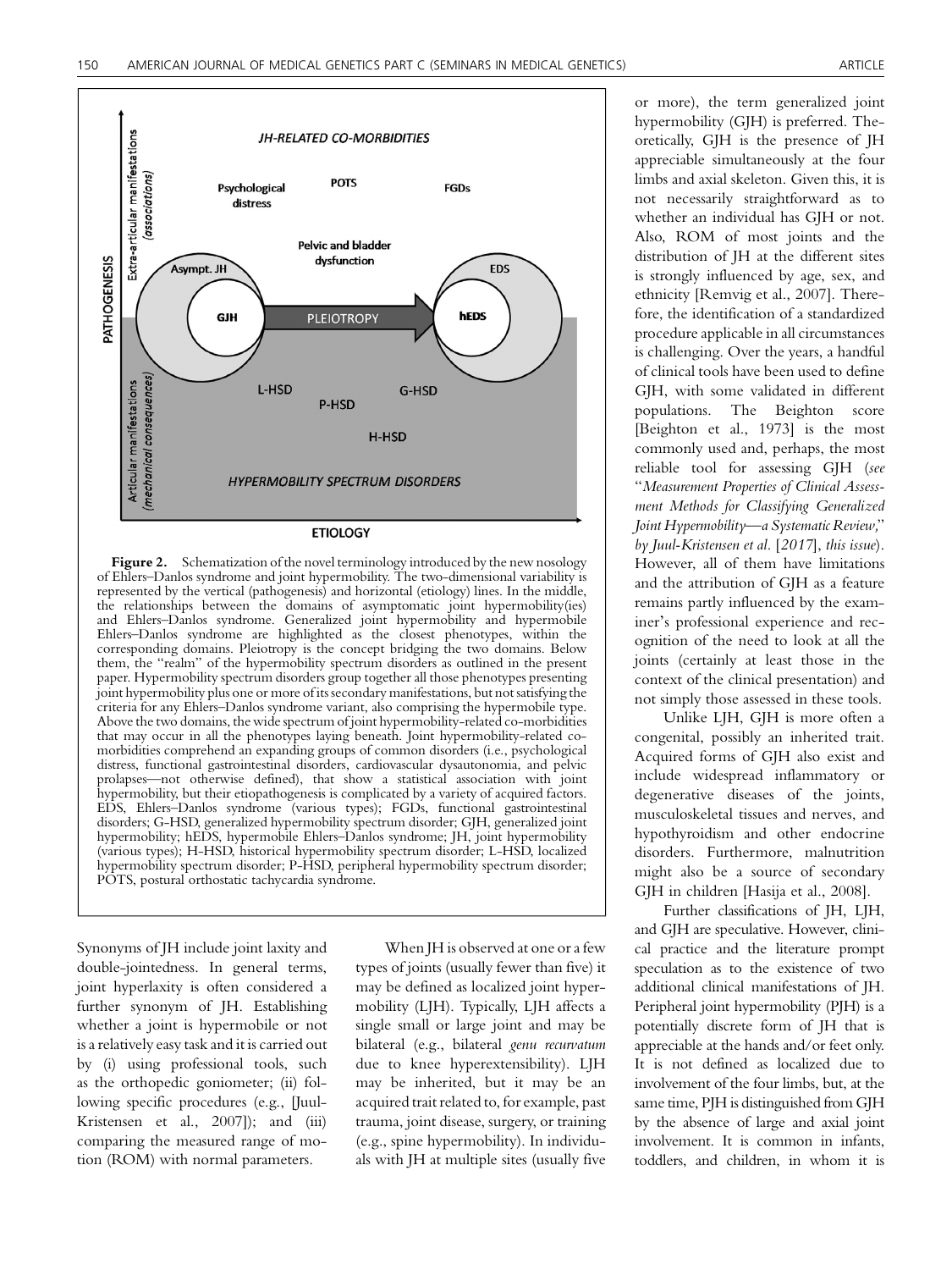JH-RELATED CO-MORBIDITIES

Psychological distress

POTS

FGDs

Pelvic and bladder dysfunction

Asympt. JH

EDS

GJH

PLEIOTROPY

hEDS

L-HSD

P-HSD

G-HSD

H-HSD

HYPERMOBILITY SPECTRUM DISORDERS

PATHOGENESIS

Extra-articular manifestations (associations)

Articular manifestations (mechanical consequences)

ETIOLOGY

**Figure 2.** Schematization of the novel terminology introduced by the new nosology of Ehlers–Danlos syndrome and joint hypermobility. The two-dimensional variability is represented by the vertical (pathogenesis) and horizontal (etiology) lines. In the middle, the relationships between the domains of asymptomatic joint hypermobility(ies) and Ehlers–Danlos syndrome. Generalized joint hypermobility and hypermobile Ehlers–Danlos syndrome are highlighted as the closest phenotypes, within the corresponding domains. Pleiotropy is the concept bridging the two domains. Below them, the "realm" of the hypermobility spectrum disorders as outlined in the present paper. Hypermobility spectrum disorders group together all those phenotypes presenting joint hypermobility plus one or more of its secondary manifestations, but not satisfying the criteria for any Ehlers–Danlos syndrome variant, also comprising the hypermobile type. Above the two domains, the wide spectrum of joint hypermobility-related co-morbidities that may occur in all the phenotypes laying beneath. Joint hypermobility-related co-morbidities comprehend an expanding groups of common disorders (i.e., psychological distress, functional gastrointestinal disorders, cardiovascular dysautonomia, and pelvic prolapses—not otherwise defined), that show a statistical association with joint hypermobility, but their etiopathogenesis is complicated by a variety of acquired factors. EDS, Ehlers–Danlos syndrome (various types); FGDs, functional gastrointestinal disorders; G-HSD, generalized hypermobility spectrum disorder; GJH, generalized joint hypermobility; hEDS, hypermobile Ehlers–Danlos syndrome; JH, joint hypermobility (various types); H-HSD, historical hypermobility spectrum disorder; L-HSD, localized hypermobility spectrum disorder; P-HSD, peripheral hypermobility spectrum disorder; POTS, postural orthostatic tachycardia syndrome.

Synonyms of JH include joint laxity and double-jointedness. In general terms, joint hyperlaxity is often considered a further synonym of JH. Establishing whether a joint is hypermobile or not is a relatively easy task and it is carried out by (i) using professional tools, such as the orthopedic goniometer; (ii) following specific procedures (e.g., [Juul-Kristensen et al., 2007]); and (iii) comparing the measured range of motion (ROM) with normal parameters.

When JH is observed at one or a few types of joints (usually fewer than five) it may be defined as localized joint hypermobility (LJH). Typically, LJH affects a single small or large joint and may be bilateral (e.g., bilateral *genu recurvatum* due to knee hyperextensibility). LJH may be inherited, but it may be an acquired trait related to, for example, past trauma, joint disease, surgery, or training (e.g., spine hypermobility). In individuals with JH at multiple sites (usually five or more), the term generalized joint hypermobility (GJH) is preferred. Theoretically, GJH is the presence of JH appreciable simultaneously at the four limbs and axial skeleton. Given this, it is not necessarily straightforward as to whether an individual has GJH or not. Also, ROM of most joints and the distribution of JH at the different sites is strongly influenced by age, sex, and ethnicity [Remvig et al., 2007]. Therefore, the identification of a standardized procedure applicable in all circumstances is challenging. Over the years, a handful of clinical tools have been used to define GJH, with some validated in different populations. The Beighton score [Beighton et al., 1973] is the most commonly used and, perhaps, the most reliable tool for assessing GJH (*see "Measurement Properties of Clinical Assessment Methods for Classifying Generalized Joint Hypermobility—a Systematic Review," by Juul-Kristensen et al. [2017], this issue*). However, all of them have limitations and the attribution of GJH as a feature remains partly influenced by the examiner's professional experience and recognition of the need to look at all the joints (certainly at least those in the context of the clinical presentation) and not simply those assessed in these tools.

Unlike LJH, GJH is more often a congenital, possibly an inherited trait. Acquired forms of GJH also exist and include widespread inflammatory or degenerative diseases of the joints, musculoskeletal tissues and nerves, and hypothyroidism and other endocrine disorders. Furthermore, malnutrition might also be a source of secondary GJH in children [Hasija et al., 2008].

Further classifications of JH, LJH, and GJH are speculative. However, clinical practice and the literature prompt speculation as to the existence of two additional clinical manifestations of JH. Peripheral joint hypermobility (PJH) is a potentially discrete form of JH that is appreciable at the hands and/or feet only. It is not defined as localized due to involvement of the four limbs, but, at the same time, PJH is distinguished from GJH by the absence of large and axial joint involvement. It is common in infants, toddlers, and children, in whom it is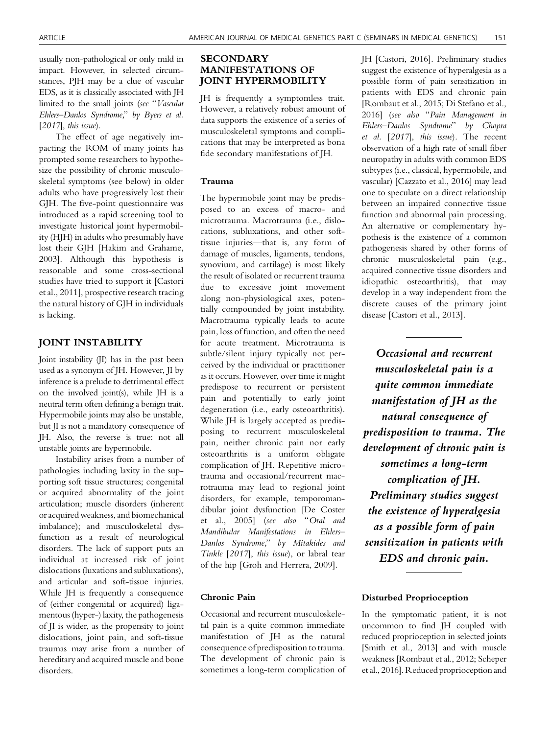usually non-pathological or only mild in impact. However, in selected circumstances, PJH may be a clue of vascular EDS, as it is classically associated with JH limited to the small joints (*see "Vascular Ehlers–Danlos Syndrome," by Byers et al.* [*2017*], *this issue*).

The effect of age negatively impacting the ROM of many joints has prompted some researchers to hypothesize the possibility of chronic musculoskeletal symptoms (see below) in older adults who have progressively lost their GJH. The five-point questionnaire was introduced as a rapid screening tool to investigate historical joint hypermobility (HJH) in adults who presumably have lost their GJH [Hakim and Grahame, 2003]. Although this hypothesis is reasonable and some cross-sectional studies have tried to support it [Castori et al., 2011], prospective research tracing the natural history of GJH in individuals is lacking.

## JOINT INSTABILITY

Joint instability (JI) has in the past been used as a synonym of JH. However, JI by inference is a prelude to detrimental effect on the involved joint(s), while JH is a neutral term often defining a benign trait. Hypermobile joints may also be unstable, but JI is not a mandatory consequence of JH. Also, the reverse is true: not all unstable joints are hypermobile.

Instability arises from a number of pathologies including laxity in the supporting soft tissue structures; congenital or acquired abnormality of the joint articulation; muscle disorders (inherent or acquired weakness, and biomechanical imbalance); and musculoskeletal dysfunction as a result of neurological disorders. The lack of support puts an individual at increased risk of joint dislocations (luxations and subluxations), and articular and soft-tissue injuries. While JH is frequently a consequence of (either congenital or acquired) ligamentous (hyper-) laxity, the pathogenesis of JI is wider, as the propensity to joint dislocations, joint pain, and soft-tissue traumas may arise from a number of hereditary and acquired muscle and bone disorders.

## SECONDARY MANIFESTATIONS OF JOINT HYPERMOBILITY

JH is frequently a symptomless trait. However, a relatively robust amount of data supports the existence of a series of musculoskeletal symptoms and complications that may be interpreted as bona fide secondary manifestations of JH.

### Trauma

The hypermobile joint may be predisposed to an excess of macro- and microtrauma. Macrotrauma (i.e., dislocations, subluxations, and other soft-tissue injuries—that is, any form of damage of muscles, ligaments, tendons, synovium, and cartilage) is most likely the result of isolated or recurrent trauma due to excessive joint movement along non-physiological axes, potentially compounded by joint instability. Macrotrauma typically leads to acute pain, loss of function, and often the need for acute treatment. Microtrauma is subtle/silent injury typically not perceived by the individual or practitioner as it occurs. However, over time it might predispose to recurrent or persistent pain and potentially to early joint degeneration (i.e., early osteoarthritis). While JH is largely accepted as predisposing to recurrent musculoskeletal pain, neither chronic pain nor early osteoarthritis is a uniform obligate complication of JH. Repetitive microtrauma and occasional/recurrent macrotrauma may lead to regional joint disorders, for example, temporomandibular joint dysfunction [De Coster et al., 2005] (*see also "Oral and Mandibular Manifestations in Ehlers–Danlos Syndrome," by Mitakides and Tinkle* [*2017*], *this issue*), or labral tear of the hip [Groh and Herrera, 2009].

### Chronic Pain

Occasional and recurrent musculoskeletal pain is a quite common immediate manifestation of JH as the natural consequence of predisposition to trauma. The development of chronic pain is sometimes a long-term complication of JH [Castori, 2016]. Preliminary studies suggest the existence of hyperalgesia as a possible form of pain sensitization in patients with EDS and chronic pain [Rombaut et al., 2015; Di Stefano et al., 2016] (*see also "Pain Management in Ehlers–Danlos Syndrome" by Chopra et al.* [*2017*], *this issue*). The recent observation of a high rate of small fiber neuropathy in adults with common EDS subtypes (i.e., classical, hypermobile, and vascular) [Cazzato et al., 2016] may lead one to speculate on a direct relationship between an impaired connective tissue function and abnormal pain processing. An alternative or complementary hypothesis is the existence of a common pathogenesis shared by other forms of chronic musculoskeletal pain (e.g., acquired connective tissue disorders and idiopathic osteoarthritis), that may develop in a way independent from the discrete causes of the primary joint disease [Castori et al., 2013].

> ***Occasional and recurrent musculoskeletal pain is a quite common immediate manifestation of JH as the natural consequence of predisposition to trauma. The development of chronic pain is sometimes a long-term complication of JH. Preliminary studies suggest the existence of hyperalgesia as a possible form of pain sensitization in patients with EDS and chronic pain.***

### Disturbed Proprioception

In the symptomatic patient, it is not uncommon to find JH coupled with reduced proprioception in selected joints [Smith et al., 2013] and with muscle weakness [Rombaut et al., 2012; Scheper et al., 2016]. Reduced proprioception and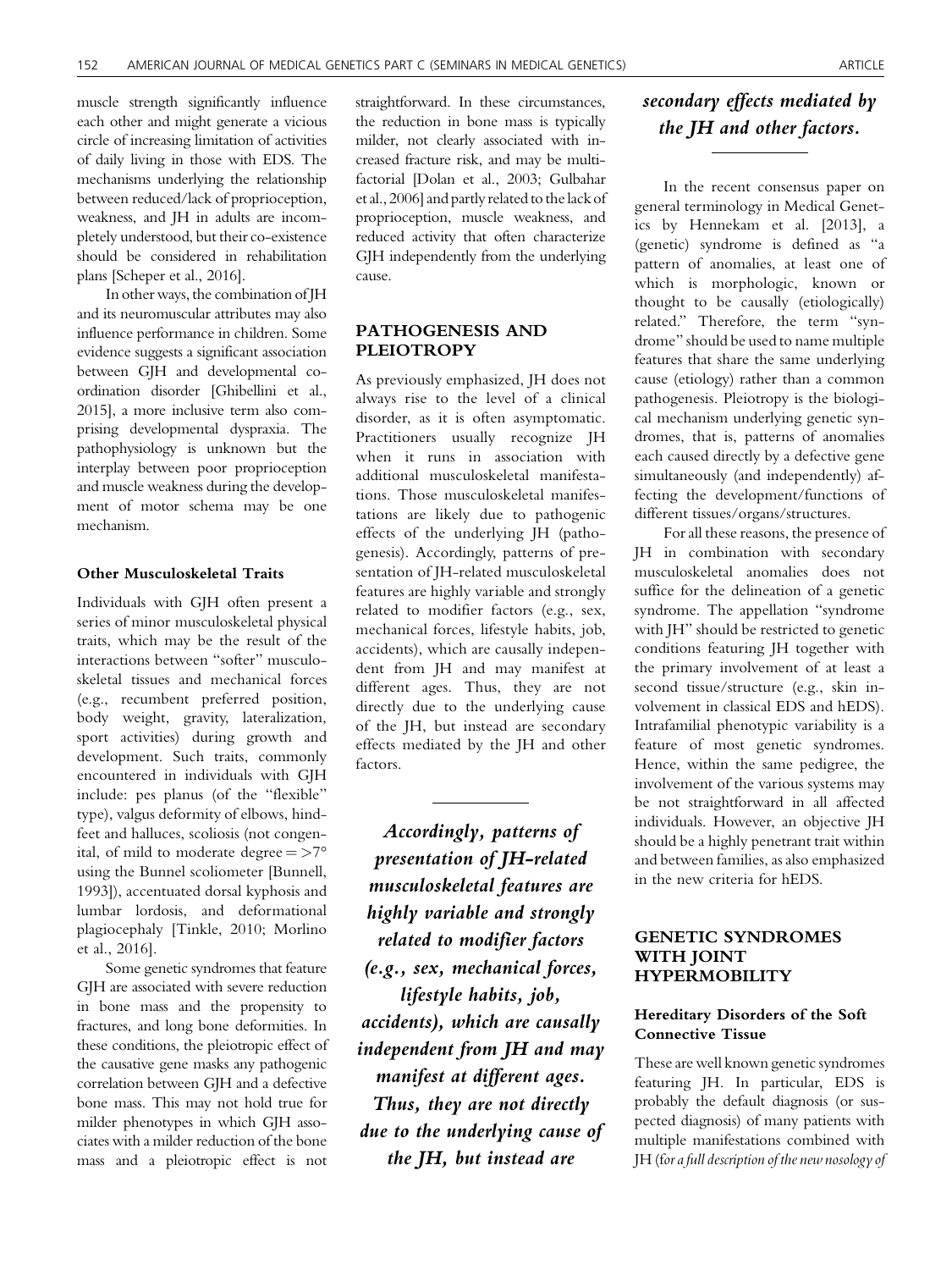muscle strength significantly influence each other and might generate a vicious circle of increasing limitation of activities of daily living in those with EDS. The mechanisms underlying the relationship between reduced/lack of proprioception, weakness, and JH in adults are incompletely understood, but their co-existence should be considered in rehabilitation plans [Scheper et al., 2016].

In other ways, the combination of JH and its neuromuscular attributes may also influence performance in children. Some evidence suggests a significant association between GJH and developmental co-ordination disorder [Ghibellini et al., 2015], a more inclusive term also comprising developmental dyspraxia. The pathophysiology is unknown but the interplay between poor proprioception and muscle weakness during the development of motor schema may be one mechanism.

#### Other Musculoskeletal Traits

Individuals with GJH often present a series of minor musculoskeletal physical traits, which may be the result of the interactions between "softer" musculoskeletal tissues and mechanical forces (e.g., recumbent preferred position, body weight, gravity, lateralization, sport activities) during growth and development. Such traits, commonly encountered in individuals with GJH include: pes planus (of the "flexible" type), valgus deformity of elbows, hindfeet and halluces, scoliosis (not congenital, of mild to moderate degree $= > 7°$ using the Bunnel scoliometer [Bunnell, 1993]), accentuated dorsal kyphosis and lumbar lordosis, and deformational plagiocephaly [Tinkle, 2010; Morlino et al., 2016].

Some genetic syndromes that feature GJH are associated with severe reduction in bone mass and the propensity to fractures, and long bone deformities. In these conditions, the pleiotropic effect of the causative gene masks any pathogenic correlation between GJH and a defective bone mass. This may not hold true for milder phenotypes in which GJH associates with a milder reduction of the bone mass and a pleiotropic effect is not straightforward. In these circumstances, the reduction in bone mass is typically milder, not clearly associated with increased fracture risk, and may be multifactorial [Dolan et al., 2003; Gulbahar et al., 2006] and partly related to the lack of proprioception, muscle weakness, and reduced activity that often characterize GJH independently from the underlying cause.

### PATHOGENESIS AND PLEIOTROPY

As previously emphasized, JH does not always rise to the level of a clinical disorder, as it is often asymptomatic. Practitioners usually recognize JH when it runs in association with additional musculoskeletal manifestations. Those musculoskeletal manifestations are likely due to pathogenic effects of the underlying JH (pathogenesis). Accordingly, patterns of presentation of JH-related musculoskeletal features are highly variable and strongly related to modifier factors (e.g., sex, mechanical forces, lifestyle habits, job, accidents), which are causally independent from JH and may manifest at different ages. Thus, they are not directly due to the underlying cause of the JH, but instead are secondary effects mediated by the JH and other factors.

*Accordingly, patterns of presentation of JH-related musculoskeletal features are highly variable and strongly related to modifier factors (e.g., sex, mechanical forces, lifestyle habits, job, accidents), which are causally independent from JH and may manifest at different ages. Thus, they are not directly due to the underlying cause of the JH, but instead are secondary effects mediated by the JH and other factors.*

In the recent consensus paper on general terminology in Medical Genetics by Hennekam et al. [2013], a (genetic) syndrome is defined as "a pattern of anomalies, at least one of which is morphologic, known or thought to be causally (etiologically) related." Therefore, the term "syndrome" should be used to name multiple features that share the same underlying cause (etiology) rather than a common pathogenesis. Pleiotropy is the biological mechanism underlying genetic syndromes, that is, patterns of anomalies each caused directly by a defective gene simultaneously (and independently) affecting the development/functions of different tissues/organs/structures.

For all these reasons, the presence of JH in combination with secondary musculoskeletal anomalies does not suffice for the delineation of a genetic syndrome. The appellation "syndrome with JH" should be restricted to genetic conditions featuring JH together with the primary involvement of at least a second tissue/structure (e.g., skin involvement in classical EDS and hEDS). Intrafamilial phenotypic variability is a feature of most genetic syndromes. Hence, within the same pedigree, the involvement of the various systems may be not straightforward in all affected individuals. However, an objective JH should be a highly penetrant trait within and between families, as also emphasized in the new criteria for hEDS.

### GENETIC SYNDROMES WITH JOINT HYPERMOBILITY

#### Hereditary Disorders of the Soft Connective Tissue

These are well known genetic syndromes featuring JH. In particular, EDS is probably the default diagnosis (or suspected diagnosis) of many patients with multiple manifestations combined with JH (*for a full description of the new nosology of*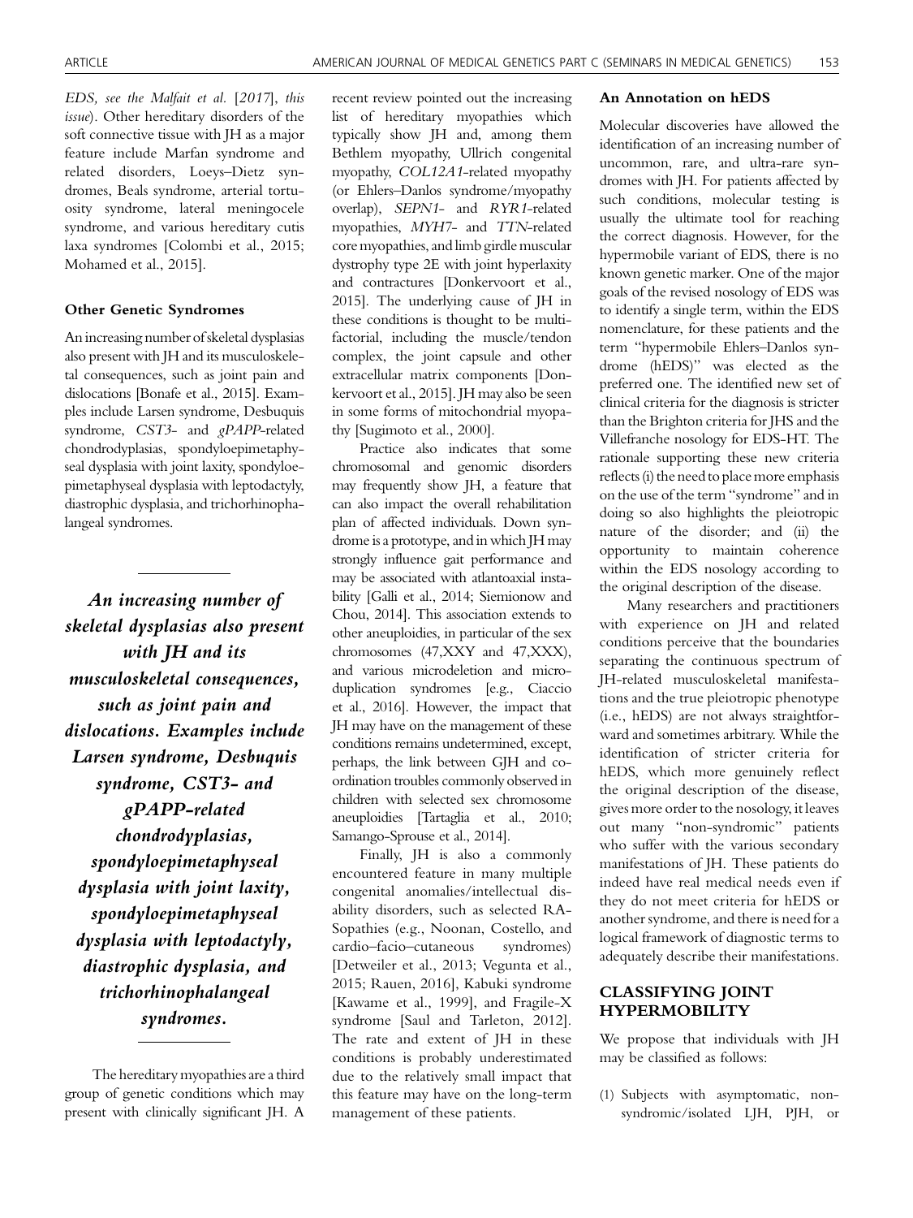*EDS, see the Malfait et al. [2017], this issue*). Other hereditary disorders of the soft connective tissue with JH as a major feature include Marfan syndrome and related disorders, Loeys–Dietz syndromes, Beals syndrome, arterial tortuosity syndrome, lateral meningocele syndrome, and various hereditary cutis laxa syndromes [Colombi et al., 2015; Mohamed et al., 2015].

#### Other Genetic Syndromes

An increasing number of skeletal dysplasias also present with JH and its musculoskeletal consequences, such as joint pain and dislocations [Bonafe et al., 2015]. Examples include Larsen syndrome, Desbuquis syndrome, *CST3*- and *gPAPP*-related chondrodysplasias, spondyloepimetaphyseal dysplasia with joint laxity, spondyloepimetaphyseal dysplasia with leptodactyly, diastrophic dysplasia, and trichorhinophalangeal syndromes.

***An increasing number of skeletal dysplasias also present with JH and its musculoskeletal consequences, such as joint pain and dislocations. Examples include Larsen syndrome, Desbuquis syndrome, CST3- and gPAPP-related chondrodysplasias, spondyloepimetaphyseal dysplasia with joint laxity, spondyloepimetaphyseal dysplasia with leptodactyly, diastrophic dysplasia, and trichorhinophalangeal syndromes.***

The hereditary myopathies are a third group of genetic conditions which may present with clinically significant JH. A recent review pointed out the increasing list of hereditary myopathies which typically show JH and, among them Bethlem myopathy, Ullrich congenital myopathy, *COL12A1*-related myopathy (or Ehlers–Danlos syndrome/myopathy overlap), *SEPN1*- and *RYR1*-related myopathies, *MYH7*- and *TTN*-related core myopathies, and limb girdle muscular dystrophy type 2E with joint hyperlaxity and contractures [Donkervoort et al., 2015]. The underlying cause of JH in these conditions is thought to be multifactorial, including the muscle/tendon complex, the joint capsule and other extracellular matrix components [Donkervoort et al., 2015]. JH may also be seen in some forms of mitochondrial myopathy [Sugimoto et al., 2000].

Practice also indicates that some chromosomal and genomic disorders may frequently show JH, a feature that can also impact the overall rehabilitation plan of affected individuals. Down syndrome is a prototype, and in which JH may strongly influence gait performance and may be associated with atlantoaxial instability [Galli et al., 2014; Siemionow and Chou, 2014]. This association extends to other aneuploidies, in particular of the sex chromosomes (47,XXY and 47,XXX), and various microdeletion and microduplication syndromes [e.g., Ciaccio et al., 2016]. However, the impact that JH may have on the management of these conditions remains undetermined, except, perhaps, the link between GJH and coordination troubles commonly observed in children with selected sex chromosome aneuploidies [Tartaglia et al., 2010; Samango-Sprouse et al., 2014].

Finally, JH is also a commonly encountered feature in many multiple congenital anomalies/intellectual disability disorders, such as selected RASopathies (e.g., Noonan, Costello, and cardio–facio–cutaneous syndromes) [Detweiler et al., 2013; Vegunta et al., 2015; Rauen, 2016], Kabuki syndrome [Kawame et al., 1999], and Fragile-X syndrome [Saul and Tarleton, 2012]. The rate and extent of JH in these conditions is probably underestimated due to the relatively small impact that this feature may have on the long-term management of these patients.

#### An Annotation on hEDS

Molecular discoveries have allowed the identification of an increasing number of uncommon, rare, and ultra-rare syndromes with JH. For patients affected by such conditions, molecular testing is usually the ultimate tool for reaching the correct diagnosis. However, for the hypermobile variant of EDS, there is no known genetic marker. One of the major goals of the revised nosology of EDS was to identify a single term, within the EDS nomenclature, for these patients and the term "hypermobile Ehlers–Danlos syndrome (hEDS)" was elected as the preferred one. The identified new set of clinical criteria for the diagnosis is stricter than the Brighton criteria for JHS and the Villefranche nosology for EDS-HT. The rationale supporting these new criteria reflects (i) the need to place more emphasis on the use of the term "syndrome" and in doing so also highlights the pleiotropic nature of the disorder; and (ii) the opportunity to maintain coherence within the EDS nosology according to the original description of the disease.

Many researchers and practitioners with experience on JH and related conditions perceive that the boundaries separating the continuous spectrum of JH-related musculoskeletal manifestations and the true pleiotropic phenotype (i.e., hEDS) are not always straightforward and sometimes arbitrary. While the identification of stricter criteria for hEDS, which more genuinely reflect the original description of the disease, gives more order to the nosology, it leaves out many "non-syndromic" patients who suffer with the various secondary manifestations of JH. These patients do indeed have real medical needs even if they do not meet criteria for hEDS or another syndrome, and there is need for a logical framework of diagnostic terms to adequately describe their manifestations.

## CLASSIFYING JOINT HYPERMOBILITY

We propose that individuals with JH may be classified as follows:

(1) Subjects with asymptomatic, non-syndromic/isolated LJH, PJH, or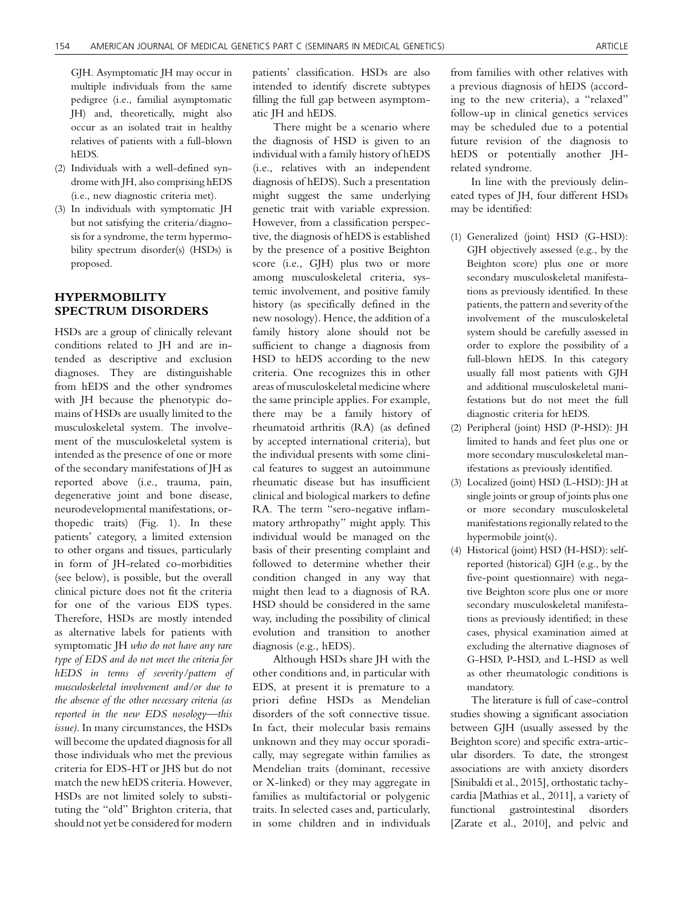GJH. Asymptomatic JH may occur in multiple individuals from the same pedigree (i.e., familial asymptomatic JH) and, theoretically, might also occur as an isolated trait in healthy relatives of patients with a full-blown hEDS.

(2) Individuals with a well-defined syndrome with JH, also comprising hEDS (i.e., new diagnostic criteria met).
(3) In individuals with symptomatic JH but not satisfying the criteria/diagnosis for a syndrome, the term hypermobility spectrum disorder(s) (HSDs) is proposed.

## HYPERMOBILITY SPECTRUM DISORDERS

HSDs are a group of clinically relevant conditions related to JH and are intended as descriptive and exclusion diagnoses. They are distinguishable from hEDS and the other syndromes with JH because the phenotypic domains of HSDs are usually limited to the musculoskeletal system. The involvement of the musculoskeletal system is intended as the presence of one or more of the secondary manifestations of JH as reported above (i.e., trauma, pain, degenerative joint and bone disease, neurodevelopmental manifestations, orthopedic traits) (Fig. 1). In these patients' category, a limited extension to other organs and tissues, particularly in form of JH-related co-morbidities (see below), is possible, but the overall clinical picture does not fit the criteria for one of the various EDS types. Therefore, HSDs are mostly intended as alternative labels for patients with symptomatic JH *who do not have any rare type of EDS and do not meet the criteria for hEDS in terms of severity/pattern of musculoskeletal involvement and/or due to the absence of the other necessary criteria (as reported in the new EDS nosology—this issue)*. In many circumstances, the HSDs will become the updated diagnosis for all those individuals who met the previous criteria for EDS-HT or JHS but do not match the new hEDS criteria. However, HSDs are not limited solely to substituting the "old" Brighton criteria, that should not yet be considered for modern patients' classification. HSDs are also intended to identify discrete subtypes filling the full gap between asymptomatic JH and hEDS.

There might be a scenario where the diagnosis of HSD is given to an individual with a family history of hEDS (i.e., relatives with an independent diagnosis of hEDS). Such a presentation might suggest the same underlying genetic trait with variable expression. However, from a classification perspective, the diagnosis of hEDS is established by the presence of a positive Beighton score (i.e., GJH) plus two or more among musculoskeletal criteria, systemic involvement, and positive family history (as specifically defined in the new nosology). Hence, the addition of a family history alone should not be sufficient to change a diagnosis from HSD to hEDS according to the new criteria. One recognizes this in other areas of musculoskeletal medicine where the same principle applies. For example, there may be a family history of rheumatoid arthritis (RA) (as defined by accepted international criteria), but the individual presents with some clinical features to suggest an autoimmune rheumatic disease but has insufficient clinical and biological markers to define RA. The term "sero-negative inflammatory arthropathy" might apply. This individual would be managed on the basis of their presenting complaint and followed to determine whether their condition changed in any way that might then lead to a diagnosis of RA. HSD should be considered in the same way, including the possibility of clinical evolution and transition to another diagnosis (e.g., hEDS).

Although HSDs share JH with the other conditions and, in particular with EDS, at present it is premature to a priori define HSDs as Mendelian disorders of the soft connective tissue. In fact, their molecular basis remains unknown and they may occur sporadically, may segregate within families as Mendelian traits (dominant, recessive or X-linked) or they may aggregate in families as multifactorial or polygenic traits. In selected cases and, particularly, in some children and in individuals from families with other relatives with a previous diagnosis of hEDS (according to the new criteria), a "relaxed" follow-up in clinical genetics services may be scheduled due to a potential future revision of the diagnosis to hEDS or potentially another JH-related syndrome.

In line with the previously delineated types of JH, four different HSDs may be identified:

(1) Generalized (joint) HSD (G-HSD): GJH objectively assessed (e.g., by the Beighton score) plus one or more secondary musculoskeletal manifestations as previously identified. In these patients, the pattern and severity of the involvement of the musculoskeletal system should be carefully assessed in order to explore the possibility of a full-blown hEDS. In this category usually fall most patients with GJH and additional musculoskeletal manifestations but do not meet the full diagnostic criteria for hEDS.
(2) Peripheral (joint) HSD (P-HSD): JH limited to hands and feet plus one or more secondary musculoskeletal manifestations as previously identified.
(3) Localized (joint) HSD (L-HSD): JH at single joints or group of joints plus one or more secondary musculoskeletal manifestations regionally related to the hypermobile joint(s).
(4) Historical (joint) HSD (H-HSD): self-reported (historical) GJH (e.g., by the five-point questionnaire) with negative Beighton score plus one or more secondary musculoskeletal manifestations as previously identified; in these cases, physical examination aimed at excluding the alternative diagnoses of G-HSD, P-HSD, and L-HSD as well as other rheumatologic conditions is mandatory.

The literature is full of case-control studies showing a significant association between GJH (usually assessed by the Beighton score) and specific extra-articular disorders. To date, the strongest associations are with anxiety disorders [Sinibaldi et al., 2015], orthostatic tachycardia [Mathias et al., 2011], a variety of functional gastrointestinal disorders [Zarate et al., 2010], and pelvic and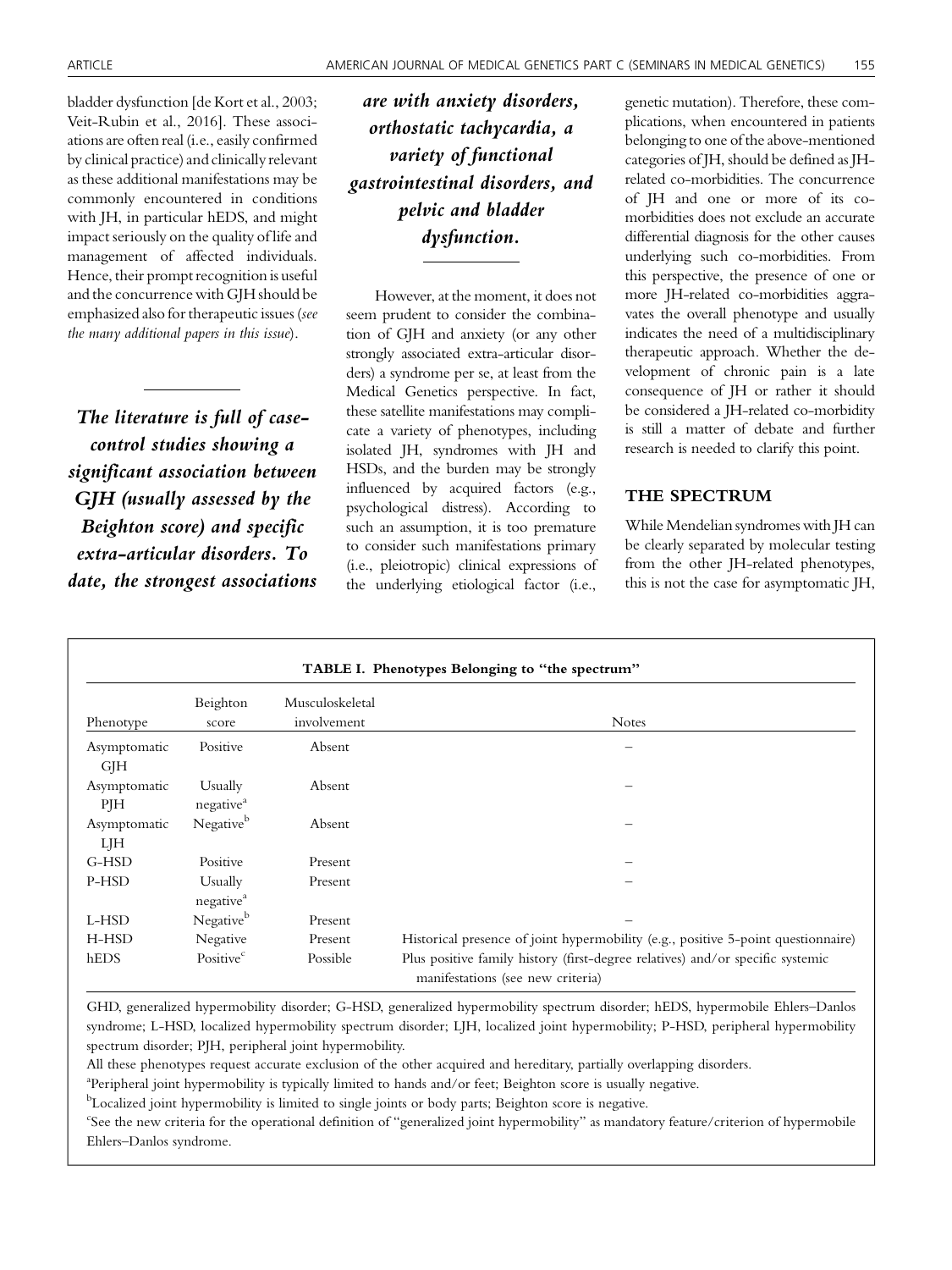bladder dysfunction [de Kort et al., 2003; Veit-Rubin et al., 2016]. These associations are often real (i.e., easily confirmed by clinical practice) and clinically relevant as these additional manifestations may be commonly encountered in conditions with JH, in particular hEDS, and might impact seriously on the quality of life and management of affected individuals. Hence, their prompt recognition is useful and the concurrence with GJH should be emphasized also for therapeutic issues (*see the many additional papers in this issue*).

> ***The literature is full of case-control studies showing a significant association between GJH (usually assessed by the Beighton score) and specific extra-articular disorders. To date, the strongest associations are with anxiety disorders, orthostatic tachycardia, a variety of functional gastrointestinal disorders, and pelvic and bladder dysfunction.***

However, at the moment, it does not seem prudent to consider the combination of GJH and anxiety (or any other strongly associated extra-articular disorders) a syndrome per se, at least from the Medical Genetics perspective. In fact, these satellite manifestations may complicate a variety of phenotypes, including isolated JH, syndromes with JH and HSDs, and the burden may be strongly influenced by acquired factors (e.g., psychological distress). According to such an assumption, it is too premature to consider such manifestations primary (i.e., pleiotropic) clinical expressions of the underlying etiological factor (i.e., genetic mutation). Therefore, these complications, when encountered in patients belonging to one of the above-mentioned categories of JH, should be defined as JH-related co-morbidities. The concurrence of JH and one or more of its co-morbidities does not exclude an accurate differential diagnosis for the other causes underlying such co-morbidities. From this perspective, the presence of one or more JH-related co-morbidities aggravates the overall phenotype and usually indicates the need of a multidisciplinary therapeutic approach. Whether the development of chronic pain is a late consequence of JH or rather it should be considered a JH-related co-morbidity is still a matter of debate and further research is needed to clarify this point.

## THE SPECTRUM

While Mendelian syndromes with JH can be clearly separated by molecular testing from the other JH-related phenotypes, this is not the case for asymptomatic JH,

**TABLE I. Phenotypes Belonging to "the spectrum"**

| Phenotype | Beighton score | Musculoskeletal involvement | Notes |
|---|---|---|---|
| Asymptomatic GJH | Positive | Absent | – |
| Asymptomatic PJH | Usually negative[a] | Absent | – |
| Asymptomatic LJH | Negative[b] | Absent | – |
| G-HSD | Positive | Present | – |
| P-HSD | Usually negative[a] | Present | – |
| L-HSD | Negative[b] | Present | – |
| H-HSD | Negative | Present | Historical presence of joint hypermobility (e.g., positive 5-point questionnaire) |
| hEDS | Positive[c] | Possible | Plus positive family history (first-degree relatives) and/or specific systemic manifestations (see new criteria) |

GHD, generalized hypermobility disorder; G-HSD, generalized hypermobility spectrum disorder; hEDS, hypermobile Ehlers–Danlos syndrome; L-HSD, localized hypermobility spectrum disorder; LJH, localized joint hypermobility; P-HSD, peripheral hypermobility spectrum disorder; PJH, peripheral joint hypermobility.

All these phenotypes request accurate exclusion of the other acquired and hereditary, partially overlapping disorders.

[a]Peripheral joint hypermobility is typically limited to hands and/or feet; Beighton score is usually negative.

[b]Localized joint hypermobility is limited to single joints or body parts; Beighton score is negative.

[c]See the new criteria for the operational definition of "generalized joint hypermobility" as mandatory feature/criterion of hypermobile Ehlers–Danlos syndrome.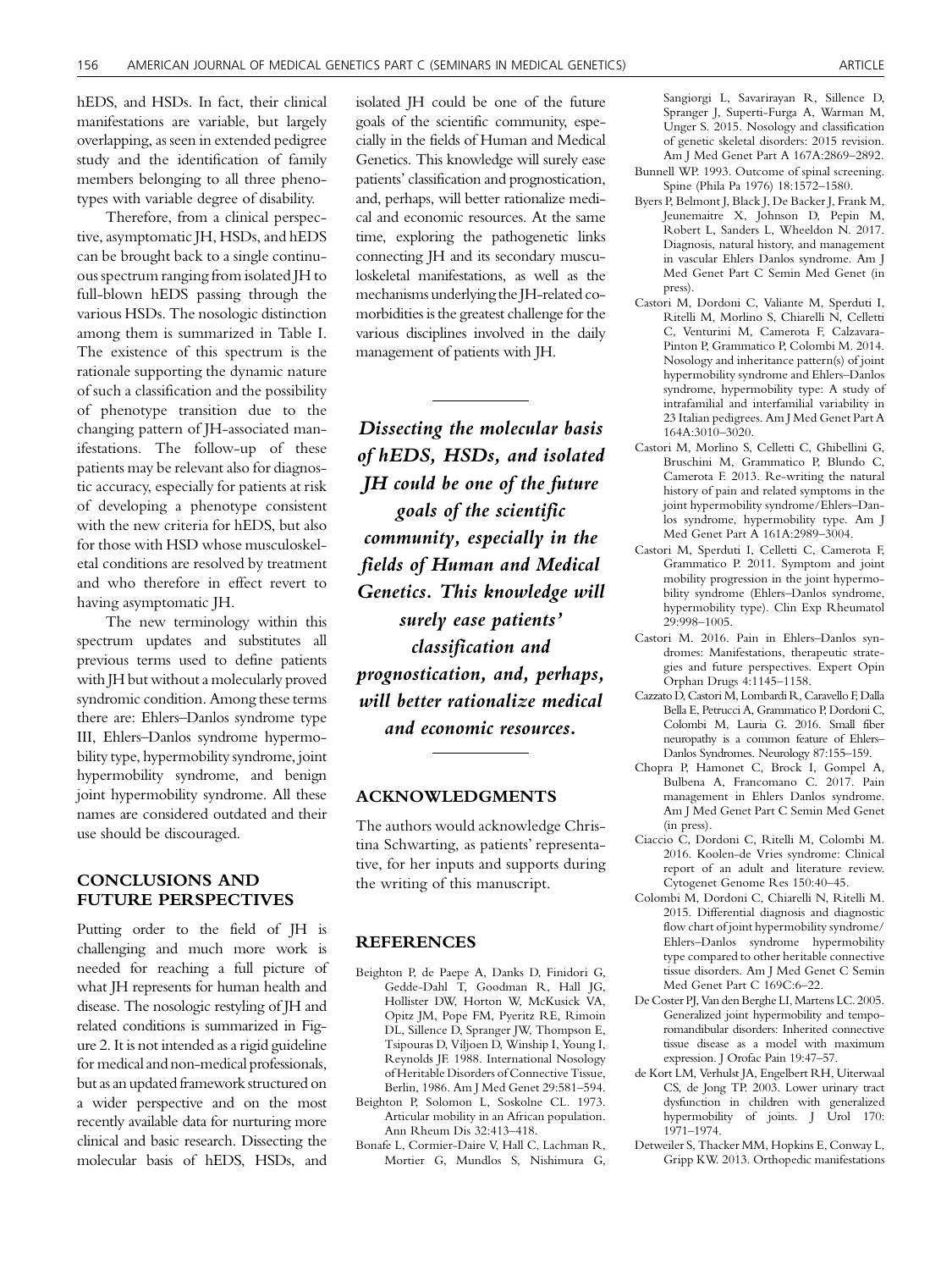hEDS, and HSDs. In fact, their clinical manifestations are variable, but largely overlapping, as seen in extended pedigree study and the identification of family members belonging to all three phenotypes with variable degree of disability.

Therefore, from a clinical perspective, asymptomatic JH, HSDs, and hEDS can be brought back to a single continuous spectrum ranging from isolated JH to full-blown hEDS passing through the various HSDs. The nosologic distinction among them is summarized in Table I. The existence of this spectrum is the rationale supporting the dynamic nature of such a classification and the possibility of phenotype transition due to the changing pattern of JH-associated manifestations. The follow-up of these patients may be relevant also for diagnostic accuracy, especially for patients at risk of developing a phenotype consistent with the new criteria for hEDS, but also for those with HSD whose musculoskeletal conditions are resolved by treatment and who therefore in effect revert to having asymptomatic JH.

The new terminology within this spectrum updates and substitutes all previous terms used to define patients with JH but without a molecularly proved syndromic condition. Among these terms there are: Ehlers–Danlos syndrome type III, Ehlers–Danlos syndrome hypermobility type, hypermobility syndrome, joint hypermobility syndrome, and benign joint hypermobility syndrome. All these names are considered outdated and their use should be discouraged.

## CONCLUSIONS AND FUTURE PERSPECTIVES

Putting order to the field of JH is challenging and much more work is needed for reaching a full picture of what JH represents for human health and disease. The nosologic restyling of JH and related conditions is summarized in Figure 2. It is not intended as a rigid guideline for medical and non-medical professionals, but as an updated framework structured on a wider perspective and on the most recently available data for nurturing more clinical and basic research. Dissecting the molecular basis of hEDS, HSDs, and isolated JH could be one of the future goals of the scientific community, especially in the fields of Human and Medical Genetics. This knowledge will surely ease patients' classification and prognostication, and, perhaps, will better rationalize medical and economic resources. At the same time, exploring the pathogenetic links connecting JH and its secondary musculoskeletal manifestations, as well as the mechanisms underlying the JH-related co-morbidities is the greatest challenge for the various disciplines involved in the daily management of patients with JH.

*Dissecting the molecular basis of hEDS, HSDs, and isolated JH could be one of the future goals of the scientific community, especially in the fields of Human and Medical Genetics. This knowledge will surely ease patients' classification and prognostication, and, perhaps, will better rationalize medical and economic resources.*

## ACKNOWLEDGMENTS

The authors would acknowledge Christina Schwarting, as patients' representative, for her inputs and supports during the writing of this manuscript.

## REFERENCES

Beighton P, de Paepe A, Danks D, Finidori G, Gedde-Dahl T, Goodman R, Hall JG, Hollister DW, Horton W, McKusick VA, Opitz JM, Pope FM, Pyeritz RE, Rimoin DL, Sillence D, Spranger JW, Thompson E, Tsipouras D, Viljoen D, Winship I, Young I, Reynolds JF. 1988. International Nosology of Heritable Disorders of Connective Tissue, Berlin, 1986. Am J Med Genet 29:581–594.

Beighton P, Solomon L, Soskolne CL. 1973. Articular mobility in an African population. Ann Rheum Dis 32:413–418.

Bonafe L, Cormier-Daire V, Hall C, Lachman R, Mortier G, Mundlos S, Nishimura G, Sangiorgi L, Savarirayan R, Sillence D, Spranger J, Superti-Furga A, Warman M, Unger S. 2015. Nosology and classification of genetic skeletal disorders: 2015 revision. Am J Med Genet Part A 167A:2869–2892.

Bunnell WP. 1993. Outcome of spinal screening. Spine (Phila Pa 1976) 18:1572–1580.

Byers P, Belmont J, Black J, De Backer J, Frank M, Jeunemaitre X, Johnson D, Pepin M, Robert L, Sanders L, Wheeldon N. 2017. Diagnosis, natural history, and management in vascular Ehlers Danlos syndrome. Am J Med Genet Part C Semin Med Genet (in press).

Castori M, Dordoni C, Valiante M, Sperduti I, Ritelli M, Morlino S, Chiarelli N, Celletti C, Venturini M, Camerota F, Calzavara-Pinton P, Grammatico P, Colombi M. 2014. Nosology and inheritance pattern(s) of joint hypermobility syndrome and Ehlers–Danlos syndrome, hypermobility type: A study of intrafamilial and interfamilial variability in 23 Italian pedigrees. Am J Med Genet Part A 164A:3010–3020.

Castori M, Morlino S, Celletti C, Ghibellini G, Bruschini M, Grammatico P, Blundo C, Camerota F. 2013. Re-writing the natural history of pain and related symptoms in the joint hypermobility syndrome/Ehlers–Danlos syndrome, hypermobility type. Am J Med Genet Part A 161A:2989–3004.

Castori M, Sperduti I, Celletti C, Camerota F, Grammatico P. 2011. Symptom and joint mobility progression in the joint hypermobility syndrome (Ehlers–Danlos syndrome, hypermobility type). Clin Exp Rheumatol 29:998–1005.

Castori M. 2016. Pain in Ehlers–Danlos syndromes: Manifestations, therapeutic strategies and future perspectives. Expert Opin Orphan Drugs 4:1145–1158.

Cazzato D, Castori M, Lombardi R, Caravello F, Dalla Bella E, Petrucci A, Grammatico P, Dordoni C, Colombi M, Lauria G. 2016. Small fiber neuropathy is a common feature of Ehlers–Danlos Syndromes. Neurology 87:155–159.

Chopra P, Hamonet C, Brock I, Gompel A, Bulbena A, Francomano C. 2017. Pain management in Ehlers Danlos syndrome. Am J Med Genet Part C Semin Med Genet (in press).

Ciaccio C, Dordoni C, Ritelli M, Colombi M. 2016. Koolen-de Vries syndrome: Clinical report of an adult and literature review. Cytogenet Genome Res 150:40–45.

Colombi M, Dordoni C, Chiarelli N, Ritelli M. 2015. Differential diagnosis and diagnostic flow chart of joint hypermobility syndrome/Ehlers–Danlos syndrome hypermobility type compared to other heritable connective tissue disorders. Am J Med Genet C Semin Med Genet Part C 169C:6–22.

De Coster PJ, Van den Berghe LI, Martens LC. 2005. Generalized joint hypermobility and temporomandibular disorders: Inherited connective tissue disease as a model with maximum expression. J Orofac Pain 19:47–57.

de Kort LM, Verhulst JA, Engelbert RH, Uiterwaal CS, de Jong TP. 2003. Lower urinary tract dysfunction in children with generalized hypermobility of joints. J Urol 170: 1971–1974.

Detweiler S, Thacker MM, Hopkins E, Conway L, Gripp KW. 2013. Orthopedic manifestations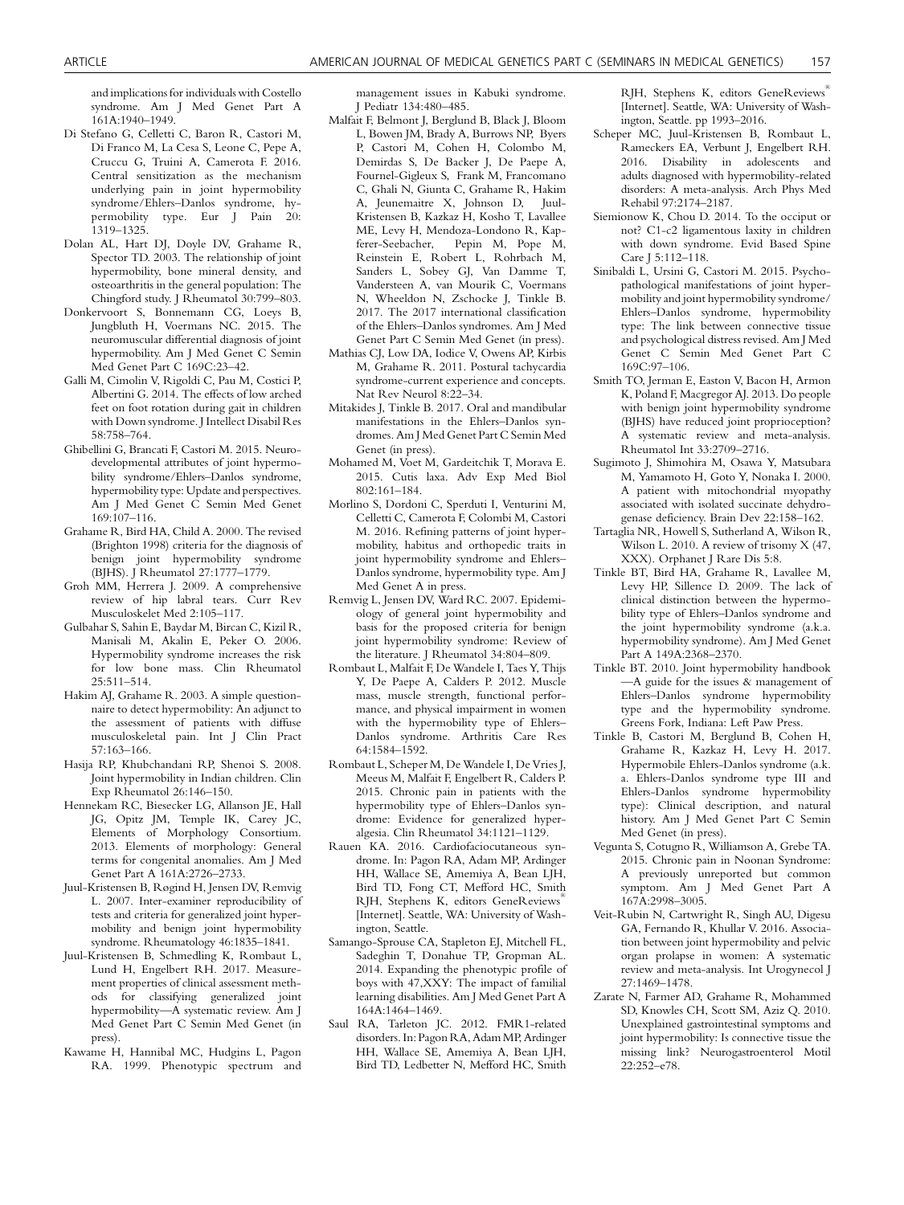and implications for individuals with Costello syndrome. Am J Med Genet Part A 161A:1940–1949.

Di Stefano G, Celletti C, Baron R, Castori M, Di Franco M, La Cesa S, Leone C, Pepe A, Cruccu G, Truini A, Camerota F. 2016. Central sensitization as the mechanism underlying pain in joint hypermobility syndrome/Ehlers–Danlos syndrome, hypermobility type. Eur J Pain 20: 1319–1325.

Dolan AL, Hart DJ, Doyle DV, Grahame R, Spector TD. 2003. The relationship of joint hypermobility, bone mineral density, and osteoarthritis in the general population: The Chingford study. J Rheumatol 30:799–803.

Donkervoort S, Bonnemann CG, Loeys B, Jungbluth H, Voermans NC. 2015. The neuromuscular differential diagnosis of joint hypermobility. Am J Med Genet C Semin Med Genet Part C 169C:23–42.

Galli M, Cimolin V, Rigoldi C, Pau M, Costici P, Albertini G. 2014. The effects of low arched feet on foot rotation during gait in children with Down syndrome. J Intellect Disabil Res 58:758–764.

Ghibellini G, Brancati F, Castori M. 2015. Neurodevelopmental attributes of joint hypermobility syndrome/Ehlers–Danlos syndrome, hypermobility type: Update and perspectives. Am J Med Genet C Semin Med Genet 169:107–116.

Grahame R, Bird HA, Child A. 2000. The revised (Brighton 1998) criteria for the diagnosis of benign joint hypermobility syndrome (BJHS). J Rheumatol 27:1777–1779.

Groh MM, Herrera J. 2009. A comprehensive review of hip labral tears. Curr Rev Musculoskelet Med 2:105–117.

Gulbahar S, Sahin E, Baydar M, Bircan C, Kizil R, Manisali M, Akalin E, Peker O. 2006. Hypermobility syndrome increases the risk for low bone mass. Clin Rheumatol 25:511–514.

Hakim AJ, Grahame R. 2003. A simple questionnaire to detect hypermobility: An adjunct to the assessment of patients with diffuse musculoskeletal pain. Int J Clin Pract 57:163–166.

Hasija RP, Khubchandani RP, Shenoi S. 2008. Joint hypermobility in Indian children. Clin Exp Rheumatol 26:146–150.

Hennekam RC, Biesecker LG, Allanson JE, Hall JG, Opitz JM, Temple IK, Carey JC, Elements of Morphology Consortium. 2013. Elements of morphology: General terms for congenital anomalies. Am J Med Genet Part A 161A:2726–2733.

Juul-Kristensen B, Røgind H, Jensen DV, Remvig L. 2007. Inter-examiner reproducibility of tests and criteria for generalized joint hypermobility and benign joint hypermobility syndrome. Rheumatology 46:1835–1841.

Juul-Kristensen B, Schmedling K, Rombaut L, Lund H, Engelbert RH. 2017. Measurement properties of clinical assessment methods for classifying generalized joint hypermobility—A systematic review. Am J Med Genet Part C Semin Med Genet (in press).

Kawame H, Hannibal MC, Hudgins L, Pagon RA. 1999. Phenotypic spectrum and management issues in Kabuki syndrome. J Pediatr 134:480–485.

Malfait F, Belmont J, Berglund B, Black J, Bloom L, Bowen JM, Brady A, Burrows NP, Byers P, Castori M, Cohen H, Colombo M, Demirdas S, De Backer J, De Paepe A, Fournel-Gigleux S, Frank M, Francomano C, Ghali N, Giunta C, Grahame R, Hakim A, Jeunemaitre X, Johnson D, Juul-Kristensen B, Kazkaz H, Kosho T, Lavallee ME, Levy H, Mendoza-Londono R, Kapferer-Seebacher, Pepin M, Pope M, Reinstein E, Robert L, Rohrbach M, Sanders L, Sobey GJ, Van Damme T, Vandersteen A, van Mourik C, Voermans N, Wheeldon N, Zschocke J, Tinkle B. 2017. The 2017 international classification of the Ehlers–Danlos syndromes. Am J Med Genet Part C Semin Med Genet (in press).

Mathias CJ, Low DA, Iodice V, Owens AP, Kirbis M, Grahame R. 2011. Postural tachycardia syndrome-current experience and concepts. Nat Rev Neurol 8:22–34.

Mitakides J, Tinkle B. 2017. Oral and mandibular manifestations in the Ehlers–Danlos syndromes. Am J Med Genet Part C Semin Med Genet (in press).

Mohamed M, Voet M, Gardeitchik T, Morava E. 2015. Cutis laxa. Adv Exp Med Biol 802:161–184.

Morlino S, Dordoni C, Sperduti I, Venturini M, Celletti C, Camerota F, Colombi M, Castori M. 2016. Refining patterns of joint hypermobility, habitus and orthopedic traits in joint hypermobility syndrome and Ehlers–Danlos syndrome, hypermobility type. Am J Med Genet A in press.

Remvig L, Jensen DV, Ward RC. 2007. Epidemiology of general joint hypermobility and basis for the proposed criteria for benign joint hypermobility syndrome: Review of the literature. J Rheumatol 34:804–809.

Rombaut L, Malfait F, De Wandele I, Taes Y, Thijs Y, De Paepe A, Calders P. 2012. Muscle mass, muscle strength, functional performance, and physical impairment in women with the hypermobility type of Ehlers–Danlos syndrome. Arthritis Care Res 64:1584–1592.

Rombaut L, Scheper M, De Wandele I, De Vries J, Meeus M, Malfait F, Engelbert R, Calders P. 2015. Chronic pain in patients with the hypermobility type of Ehlers–Danlos syndrome: Evidence for generalized hyperalgesia. Clin Rheumatol 34:1121–1129.

Rauen KA. 2016. Cardiofaciocutaneous syndrome. In: Pagon RA, Adam MP, Ardinger HH, Wallace SE, Amemiya A, Bean LJH, Bird TD, Fong CT, Mefford HC, Smith RJH, Stephens K, editors GeneReviews® [Internet]. Seattle, WA: University of Washington, Seattle.

Samango-Sprouse CA, Stapleton EJ, Mitchell FL, Sadeghin T, Donahue TP, Gropman AL. 2014. Expanding the phenotypic profile of boys with 47,XXY: The impact of familial learning disabilities. Am J Med Genet Part A 164A:1464–1469.

Saul RA, Tarleton JC. 2012. FMR1-related disorders. In: Pagon RA, Adam MP, Ardinger HH, Wallace SE, Amemiya A, Bean LJH, Bird TD, Ledbetter N, Mefford HC, Smith RJH, Stephens K, editors GeneReviews® [Internet]. Seattle, WA: University of Washington, Seattle. pp 1993–2016.

Scheper MC, Juul-Kristensen B, Rombaut L, Rameckers EA, Verbunt J, Engelbert RH. 2016. Disability in adolescents and adults diagnosed with hypermobility-related disorders: A meta-analysis. Arch Phys Med Rehabil 97:2174–2187.

Siemionow K, Chou D. 2014. To the occiput or not? C1-c2 ligamentous laxity in children with down syndrome. Evid Based Spine Care J 5:112–118.

Sinibaldi L, Ursini G, Castori M. 2015. Psychopathological manifestations of joint hypermobility and joint hypermobility syndrome/Ehlers–Danlos syndrome, hypermobility type: The link between connective tissue and psychological distress revised. Am J Med Genet C Semin Med Genet Part C 169C:97–106.

Smith TO, Jerman E, Easton V, Bacon H, Armon K, Poland F, Macgregor AJ. 2013. Do people with benign joint hypermobility syndrome (BJHS) have reduced joint proprioception? A systematic review and meta-analysis. Rheumatol Int 33:2709–2716.

Sugimoto J, Shimohira M, Osawa Y, Matsubara M, Yamamoto H, Goto Y, Nonaka I. 2000. A patient with mitochondrial myopathy associated with isolated succinate dehydrogenase deficiency. Brain Dev 22:158–162.

Tartaglia NR, Howell S, Sutherland A, Wilson R, Wilson L. 2010. A review of trisomy X (47, XXX). Orphanet J Rare Dis 5:8.

Tinkle BT, Bird HA, Grahame R, Lavallee M, Levy HP, Sillence D. 2009. The lack of clinical distinction between the hypermobility type of Ehlers–Danlos syndrome and the joint hypermobility syndrome (a.k.a. hypermobility syndrome). Am J Med Genet Part A 149A:2368–2370.

Tinkle BT. 2010. Joint hypermobility handbook—A guide for the issues & management of Ehlers–Danlos syndrome hypermobility type and the hypermobility syndrome. Greens Fork, Indiana: Left Paw Press.

Tinkle B, Castori M, Berglund B, Cohen H, Grahame R, Kazkaz H, Levy H. 2017. Hypermobile Ehlers-Danlos syndrome (a.k.a. Ehlers-Danlos syndrome type III and Ehlers-Danlos syndrome hypermobility type): Clinical description, and natural history. Am J Med Genet Part C Semin Med Genet (in press).

Vegunta S, Cotugno R, Williamson A, Grebe TA. 2015. Chronic pain in Noonan Syndrome: A previously unreported but common symptom. Am J Med Genet Part A 167A:2998–3005.

Veit-Rubin N, Cartwright R, Singh AU, Digesu GA, Fernando R, Khullar V. 2016. Association between joint hypermobility and pelvic organ prolapse in women: A systematic review and meta-analysis. Int Urogynecol J 27:1469–1478.

Zarate N, Farmer AD, Grahame R, Mohammed SD, Knowles CH, Scott SM, Aziz Q. 2010. Unexplained gastrointestinal symptoms and joint hypermobility: Is connective tissue the missing link? Neurogastroenterol Motil 22:252–e78.